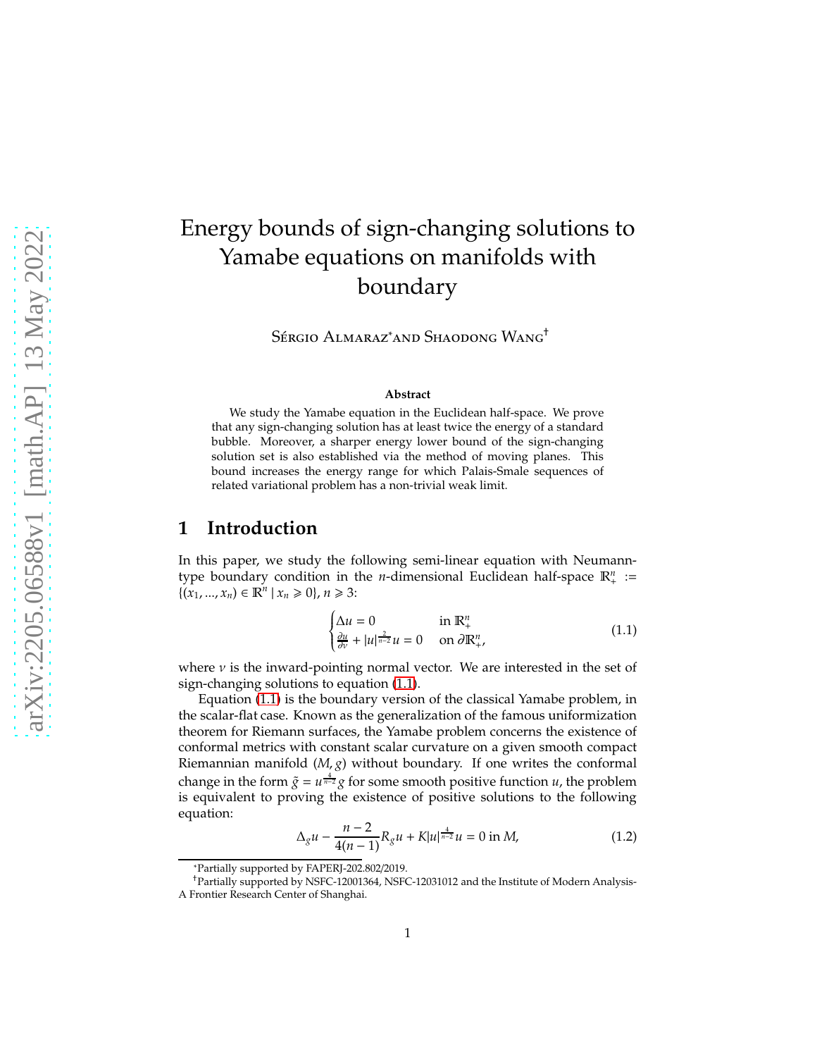# Energy bounds of sign-changing solutions to Yamabe equations on manifolds with boundary

Sérgio Almaraz* and Shaodong Wang†

### Abstract

We study the Yamabe equation in the Euclidean half-space. We prove that any sign-changing solution has at least twice the energy of a standard bubble. Moreover, a sharper energy lower bound of the sign-changing solution set is also established via the method of moving planes. This bound increases the energy range for which Palais-Smale sequences of related variational problem has a non-trivial weak limit.

## 1 Introduction

In this paper, we study the following semi-linear equation with Neumann-type boundary condition in the $n$-dimensional Euclidean half-space $\mathbb{R}^n_+ := \{(x_1, ..., x_n) \in \mathbb{R}^n \mid x_n \geqslant 0\}$, $n \geqslant 3$:

$$
\begin{cases} \Delta u = 0 & \text{in } \mathbb{R}^n_+ \\ \frac{\partial u}{\partial \nu} + |u|^{\frac{2}{n-2}} u = 0 & \text{on } \partial \mathbb{R}^n_+, \end{cases} \tag{1.1}
$$

where $\nu$ is the inward-pointing normal vector. We are interested in the set of sign-changing solutions to equation (1.1).

Equation (1.1) is the boundary version of the classical Yamabe problem, in the scalar-flat case. Known as the generalization of the famous uniformization theorem for Riemann surfaces, the Yamabe problem concerns the existence of conformal metrics with constant scalar curvature on a given smooth compact Riemannian manifold $(M, g)$ without boundary. If one writes the conformal change in the form $\tilde{g} = u^{\frac{4}{n-2}} g$ for some smooth positive function $u$, the problem is equivalent to proving the existence of positive solutions to the following equation:

$$
\Delta_g u - \frac{n-2}{4(n-1)} R_g u + K |u|^{\frac{4}{n-2}} u = 0 \text{ in } M, \tag{1.2}
$$

*Partially supported by FAPERJ-202.802/2019.

†Partially supported by NSFC-12001364, NSFC-12031012 and the Institute of Modern Analysis-A Frontier Research Center of Shanghai.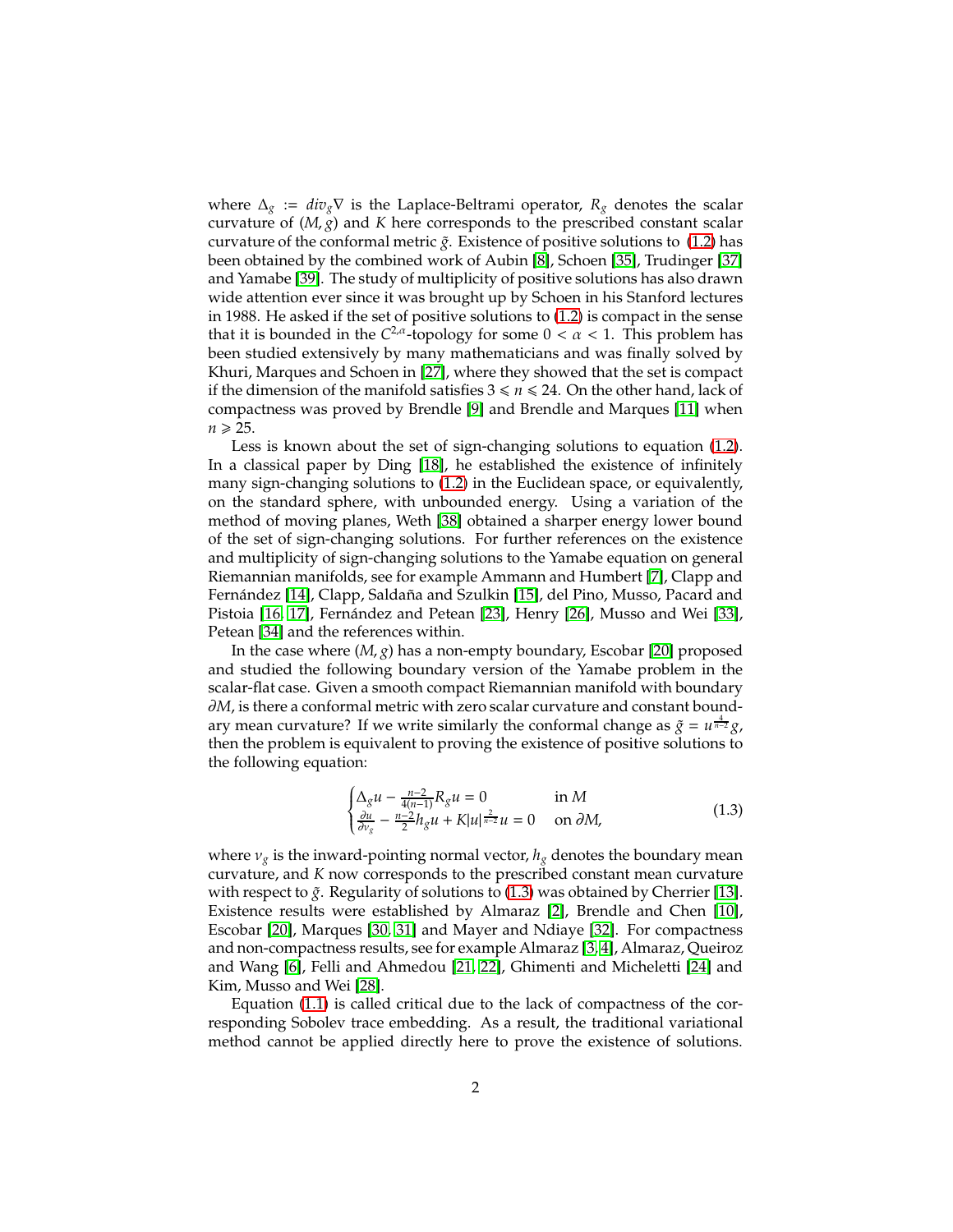where $\Delta_g := div_g \nabla$ is the Laplace-Beltrami operator, $R_g$ denotes the scalar curvature of $(M, g)$ and $K$ here corresponds to the prescribed constant scalar curvature of the conformal metric $\tilde{g}$. Existence of positive solutions to (1.2) has been obtained by the combined work of Aubin [8], Schoen [35], Trudinger [37] and Yamabe [39]. The study of multiplicity of positive solutions has also drawn wide attention ever since it was brought up by Schoen in his Stanford lectures in 1988. He asked if the set of positive solutions to (1.2) is compact in the sense that it is bounded in the $C^{2,\alpha}$-topology for some $0 < \alpha < 1$. This problem has been studied extensively by many mathematicians and was finally solved by Khuri, Marques and Schoen in [27], where they showed that the set is compact if the dimension of the manifold satisfies $3 \leqslant n \leqslant 24$. On the other hand, lack of compactness was proved by Brendle [9] and Brendle and Marques [11] when $n \geqslant 25$.

Less is known about the set of sign-changing solutions to equation (1.2). In a classical paper by Ding [18], he established the existence of infinitely many sign-changing solutions to (1.2) in the Euclidean space, or equivalently, on the standard sphere, with unbounded energy. Using a variation of the method of moving planes, Weth [38] obtained a sharper energy lower bound of the set of sign-changing solutions. For further references on the existence and multiplicity of sign-changing solutions to the Yamabe equation on general Riemannian manifolds, see for example Ammann and Humbert [7], Clapp and Fernández [14], Clapp, Saldaña and Szulkin [15], del Pino, Musso, Pacard and Pistoia [16, 17], Fernández and Petean [23], Henry [26], Musso and Wei [33], Petean [34] and the references within.

In the case where $(M, g)$ has a non-empty boundary, Escobar [20] proposed and studied the following boundary version of the Yamabe problem in the scalar-flat case. Given a smooth compact Riemannian manifold with boundary $\partial M$, is there a conformal metric with zero scalar curvature and constant boundary mean curvature? If we write similarly the conformal change as $\tilde{g} = u^{\frac{4}{n-2}} g$, then the problem is equivalent to proving the existence of positive solutions to the following equation:

$$\begin{cases} \Delta_g u - \frac{n-2}{4(n-1)} R_g u = 0 & \text{in } M \\ \frac{\partial u}{\partial \nu_g} - \frac{n-2}{2} h_g u + K|u|^{\frac{2}{n-2}} u = 0 & \text{on } \partial M, \end{cases} \tag{1.3}$$

where $\nu_g$ is the inward-pointing normal vector, $h_g$ denotes the boundary mean curvature, and $K$ now corresponds to the prescribed constant mean curvature with respect to $\tilde{g}$. Regularity of solutions to (1.3) was obtained by Cherrier [13]. Existence results were established by Almaraz [2], Brendle and Chen [10], Escobar [20], Marques [30, 31] and Mayer and Ndiaye [32]. For compactness and non-compactness results, see for example Almaraz [3, 4], Almaraz, Queiroz and Wang [6], Felli and Ahmedou [21, 22], Ghimenti and Micheletti [24] and Kim, Musso and Wei [28].

Equation (1.1) is called critical due to the lack of compactness of the corresponding Sobolev trace embedding. As a result, the traditional variational method cannot be applied directly here to prove the existence of solutions.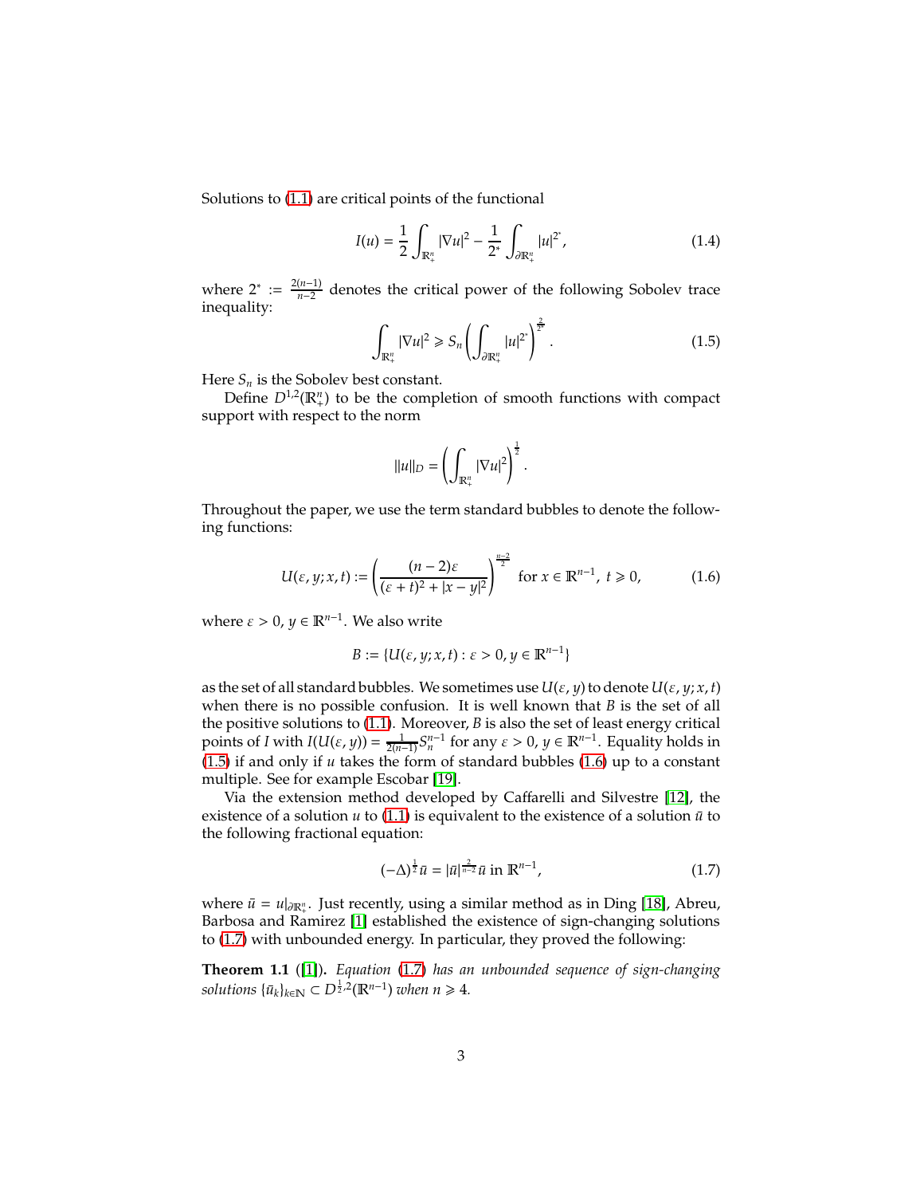Solutions to (1.1) are critical points of the functional

$$I(u) = \frac{1}{2}\int_{\mathbb{R}^n_+} |\nabla u|^2 - \frac{1}{2^*}\int_{\partial\mathbb{R}^n_+} |u|^{2^*}, \tag{1.4}$$

where $2^* := \frac{2(n-1)}{n-2}$ denotes the critical power of the following Sobolev trace inequality:

$$\int_{\mathbb{R}^n_+} |\nabla u|^2 \geqslant S_n \left(\int_{\partial\mathbb{R}^n_+} |u|^{2^*}\right)^{\frac{2}{2^*}}. \tag{1.5}$$

Here $S_n$ is the Sobolev best constant.

Define $D^{1,2}(\mathbb{R}^n_+)$ to be the completion of smooth functions with compact support with respect to the norm

$$\|u\|_D = \left(\int_{\mathbb{R}^n_+} |\nabla u|^2\right)^{\frac{1}{2}}.$$

Throughout the paper, we use the term standard bubbles to denote the following functions:

$$U(\varepsilon, y; x, t) := \left(\frac{(n-2)\varepsilon}{(\varepsilon + t)^2 + |x-y|^2}\right)^{\frac{n-2}{2}} \text{ for } x \in \mathbb{R}^{n-1},\ t \geqslant 0, \tag{1.6}$$

where $\varepsilon > 0$, $y \in \mathbb{R}^{n-1}$. We also write

$$B := \{U(\varepsilon, y; x, t) : \varepsilon > 0, y \in \mathbb{R}^{n-1}\}$$

as the set of all standard bubbles. We sometimes use $U(\varepsilon, y)$ to denote $U(\varepsilon, y; x, t)$ when there is no possible confusion. It is well known that $B$ is the set of all the positive solutions to (1.1). Moreover, $B$ is also the set of least energy critical points of $I$ with $I(U(\varepsilon, y)) = \frac{1}{2(n-1)}S_n^{n-1}$ for any $\varepsilon > 0$, $y \in \mathbb{R}^{n-1}$. Equality holds in (1.5) if and only if $u$ takes the form of standard bubbles (1.6) up to a constant multiple. See for example Escobar [19].

Via the extension method developed by Caffarelli and Silvestre [12], the existence of a solution $u$ to (1.1) is equivalent to the existence of a solution $\bar{u}$ to the following fractional equation:

$$(-\Delta)^{\frac{1}{2}}\bar{u} = |\bar{u}|^{\frac{2}{n-2}}\bar{u} \text{ in } \mathbb{R}^{n-1}, \tag{1.7}$$

where $\bar{u} = u|_{\partial\mathbb{R}^n_+}$. Just recently, using a similar method as in Ding [18], Abreu, Barbosa and Ramirez [1] established the existence of sign-changing solutions to (1.7) with unbounded energy. In particular, they proved the following:

**Theorem 1.1** ([1]). *Equation (1.7) has an unbounded sequence of sign-changing solutions $\{\bar{u}_k\}_{k\in\mathbb{N}} \subset D^{\frac{1}{2},2}(\mathbb{R}^{n-1})$ when $n \geqslant 4$.*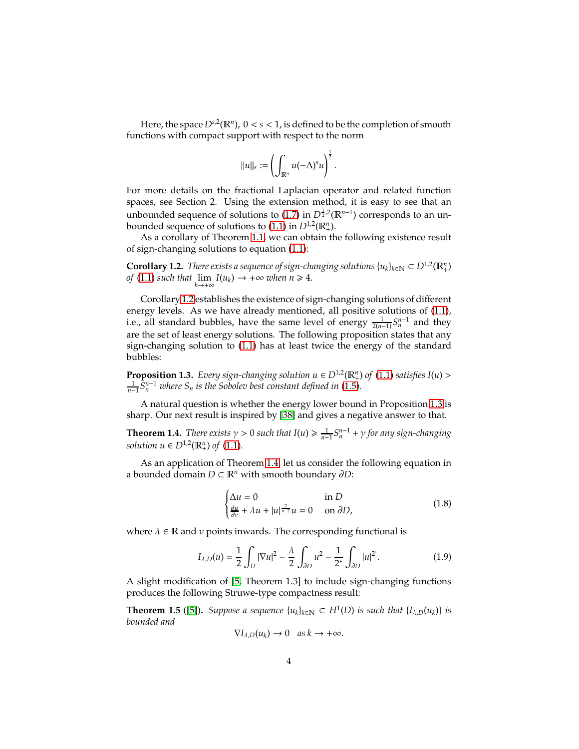Here, the space $D^{s,2}(\mathbb{R}^n)$, $0 < s < 1$, is defined to be the completion of smooth functions with compact support with respect to the norm

$$\|u\|_s := \left( \int_{\mathbb{R}^n} u(-\Delta)^s u \right)^{\frac{1}{2}}.$$

For more details on the fractional Laplacian operator and related function spaces, see Section 2. Using the extension method, it is easy to see that an unbounded sequence of solutions to (1.7) in $D^{\frac{1}{2},2}(\mathbb{R}^{n-1})$ corresponds to an unbounded sequence of solutions to (1.1) in $D^{1,2}(\mathbb{R}^n_+)$.

As a corollary of Theorem 1.1, we can obtain the following existence result of sign-changing solutions to equation (1.1):

**Corollary 1.2.** *There exists a sequence of sign-changing solutions $\{u_k\}_{k\in\mathbb{N}} \subset D^{1,2}(\mathbb{R}^n_+)$ of (1.1) such that $\lim\limits_{k\to+\infty} I(u_k) \to +\infty$ when $n \geqslant 4$.*

Corollary 1.2 establishes the existence of sign-changing solutions of different energy levels. As we have already mentioned, all positive solutions of (1.1), i.e., all standard bubbles, have the same level of energy $\frac{1}{2(n-1)} S_n^{n-1}$ and they are the set of least energy solutions. The following proposition states that any sign-changing solution to (1.1) has at least twice the energy of the standard bubbles:

**Proposition 1.3.** *Every sign-changing solution $u \in D^{1,2}(\mathbb{R}^n_+)$ of (1.1) satisfies $I(u) > \frac{1}{n-1} S_n^{n-1}$ where $S_n$ is the Sobolev best constant defined in (1.5).*

A natural question is whether the energy lower bound in Proposition 1.3 is sharp. Our next result is inspired by [38] and gives a negative answer to that.

**Theorem 1.4.** *There exists $\gamma > 0$ such that $I(u) \geqslant \frac{1}{n-1} S_n^{n-1} + \gamma$ for any sign-changing solution $u \in D^{1,2}(\mathbb{R}^n_+)$ of (1.1).*

As an application of Theorem 1.4, let us consider the following equation in a bounded domain $D \subset \mathbb{R}^n$ with smooth boundary $\partial D$:

$$\begin{cases} \Delta u = 0 & \text{in } D \\ \frac{\partial u}{\partial \nu} + \lambda u + |u|^{\frac{2}{n-2}} u = 0 & \text{on } \partial D, \end{cases} \tag{1.8}$$

where $\lambda \in \mathbb{R}$ and $\nu$ points inwards. The corresponding functional is

$$I_{\lambda,D}(u) = \frac{1}{2} \int_D |\nabla u|^2 - \frac{\lambda}{2} \int_{\partial D} u^2 - \frac{1}{2^*} \int_{\partial D} |u|^{2^*}. \tag{1.9}$$

A slight modification of [5, Theorem 1.3] to include sign-changing functions produces the following Struwe-type compactness result:

**Theorem 1.5** ([5]). *Suppose a sequence $\{u_k\}_{k\in\mathbb{N}} \subset H^1(D)$ is such that $\{I_{\lambda,D}(u_k)\}$ is bounded and*

$$\nabla I_{\lambda,D}(u_k) \to 0 \quad \text{as } k \to +\infty.$$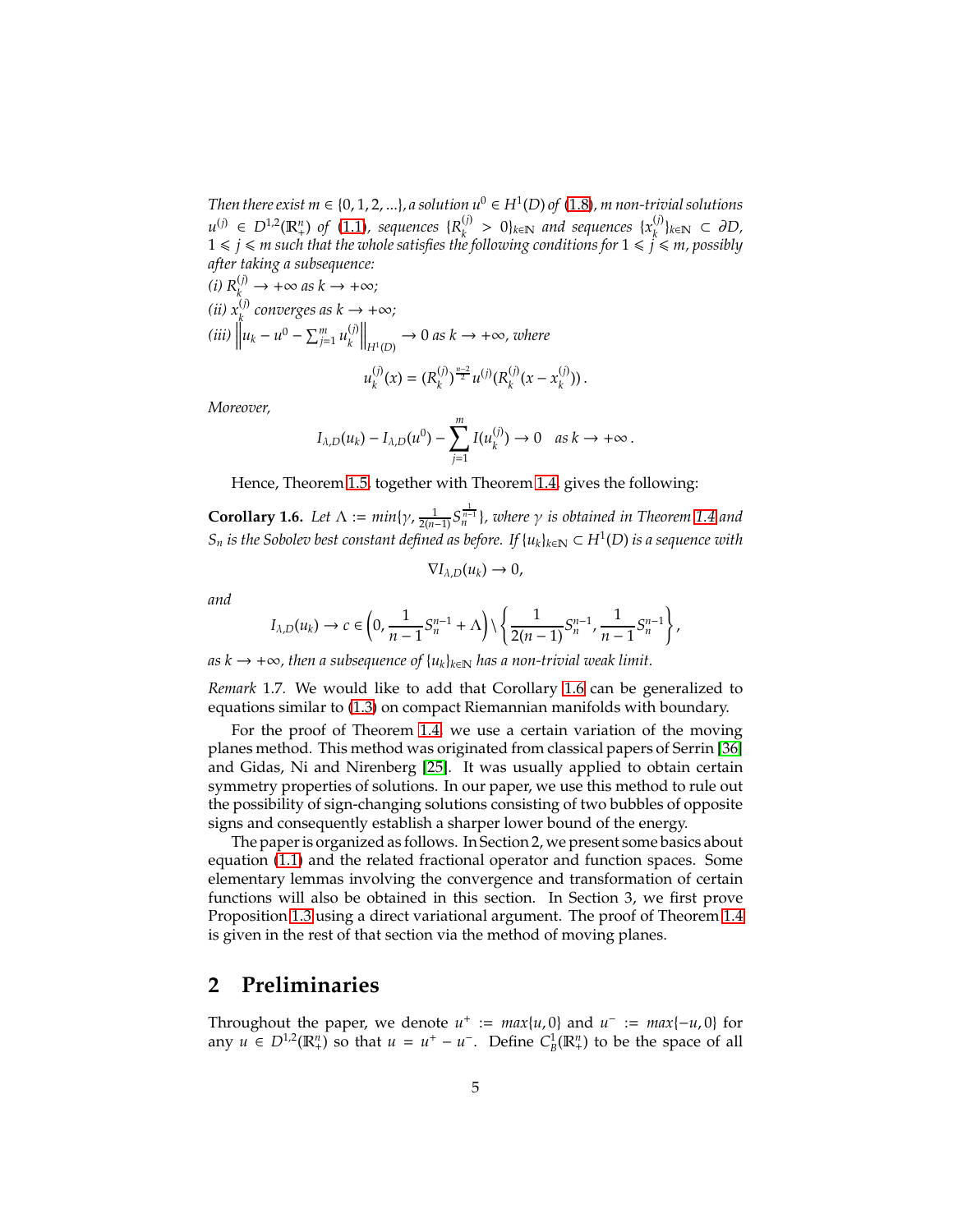*Then there exist $m \in \{0, 1, 2, ...\}$, a solution $u^0 \in H^1(D)$ of (1.8), $m$ non-trivial solutions $u^{(j)} \in D^{1,2}(\mathbb{R}^n_+)$ of (1.1), sequences $\{R_k^{(j)} > 0\}_{k\in\mathbb{N}}$ and sequences $\{x_k^{(j)}\}_{k\in\mathbb{N}} \subset \partial D$, $1 \leqslant j \leqslant m$ such that the whole satisfies the following conditions for $1 \leqslant j \leqslant m$, possibly after taking a subsequence:*

*(i) $R_k^{(j)} \to +\infty$ as $k \to +\infty$;*

*(ii) $x_k^{(j)}$ converges as $k \to +\infty$;*

*(iii) $\left\| u_k - u^0 - \sum_{j=1}^m u_k^{(j)} \right\|_{H^1(D)} \to 0$ as $k \to +\infty$, where*

$$u_k^{(j)}(x) = (R_k^{(j)})^{\frac{n-2}{2}} u^{(j)}(R_k^{(j)}(x - x_k^{(j)}))\,.$$

*Moreover,*

$$I_{\lambda,D}(u_k) - I_{\lambda,D}(u^0) - \sum_{j=1}^m I(u_k^{(j)}) \to 0 \quad \text{as } k \to +\infty\,.$$

Hence, Theorem 1.5, together with Theorem 1.4, gives the following:

**Corollary 1.6.** *Let $\Lambda := min\{\gamma, \frac{1}{2(n-1)} S_n^{\frac{1}{n-1}}\}$, where $\gamma$ is obtained in Theorem 1.4 and $S_n$ is the Sobolev best constant defined as before. If $\{u_k\}_{k\in\mathbb{N}} \subset H^1(D)$ is a sequence with*

$$\nabla I_{\lambda,D}(u_k) \to 0,$$

*and*

$$I_{\lambda,D}(u_k) \to c \in \left(0, \frac{1}{n-1} S_n^{n-1} + \Lambda\right) \setminus \left\{ \frac{1}{2(n-1)} S_n^{n-1}, \frac{1}{n-1} S_n^{n-1} \right\},$$

*as $k \to +\infty$, then a subsequence of $\{u_k\}_{k\in\mathbb{N}}$ has a non-trivial weak limit.*

*Remark* 1.7. We would like to add that Corollary 1.6 can be generalized to equations similar to (1.3) on compact Riemannian manifolds with boundary.

For the proof of Theorem 1.4, we use a certain variation of the moving planes method. This method was originated from classical papers of Serrin [36] and Gidas, Ni and Nirenberg [25]. It was usually applied to obtain certain symmetry properties of solutions. In our paper, we use this method to rule out the possibility of sign-changing solutions consisting of two bubbles of opposite signs and consequently establish a sharper lower bound of the energy.

The paper is organized as follows. In Section 2, we present some basics about equation (1.1) and the related fractional operator and function spaces. Some elementary lemmas involving the convergence and transformation of certain functions will also be obtained in this section. In Section 3, we first prove Proposition 1.3 using a direct variational argument. The proof of Theorem 1.4 is given in the rest of that section via the method of moving planes.

## 2 Preliminaries

Throughout the paper, we denote $u^+ := max\{u, 0\}$ and $u^- := max\{-u, 0\}$ for any $u \in D^{1,2}(\mathbb{R}^n_+)$ so that $u = u^+ - u^-$. Define $C^1_B(\mathbb{R}^n_+)$ to be the space of all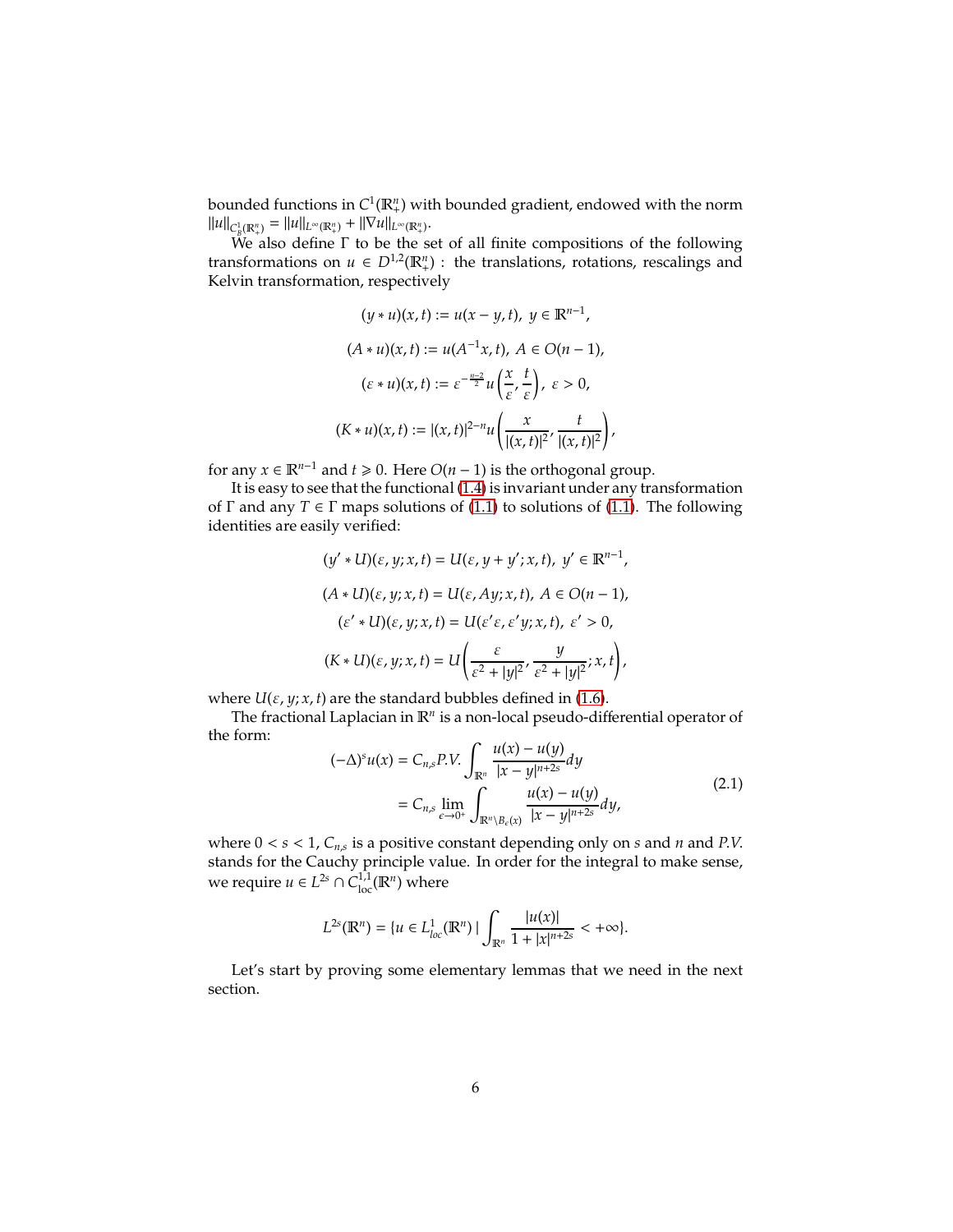bounded functions in $C^1(\mathbb{R}^n_+)$ with bounded gradient, endowed with the norm $\|u\|_{C^1_B(\mathbb{R}^n_+)} = \|u\|_{L^\infty(\mathbb{R}^n_+)} + \|\nabla u\|_{L^\infty(\mathbb{R}^n_+)}$.

We also define $\Gamma$ to be the set of all finite compositions of the following transformations on $u \in D^{1,2}(\mathbb{R}^n_+)$ : the translations, rotations, rescalings and Kelvin transformation, respectively

$$(y * u)(x,t) := u(x - y, t),\ y \in \mathbb{R}^{n-1},$$

$$(A * u)(x,t) := u(A^{-1}x, t),\ A \in O(n-1),$$

$$(\varepsilon * u)(x,t) := \varepsilon^{-\frac{n-2}{2}} u\left(\frac{x}{\varepsilon}, \frac{t}{\varepsilon}\right),\ \varepsilon > 0,$$

$$(K * u)(x,t) := |(x,t)|^{2-n} u\left(\frac{x}{|(x,t)|^2}, \frac{t}{|(x,t)|^2}\right),$$

for any $x \in \mathbb{R}^{n-1}$ and $t \geqslant 0$. Here $O(n-1)$ is the orthogonal group.

It is easy to see that the functional (1.4) is invariant under any transformation of $\Gamma$ and any $T \in \Gamma$ maps solutions of (1.1) to solutions of (1.1). The following identities are easily verified:

$$(y' * U)(\varepsilon, y; x, t) = U(\varepsilon, y + y'; x, t),\ y' \in \mathbb{R}^{n-1},$$

$$(A * U)(\varepsilon, y; x, t) = U(\varepsilon, Ay; x, t),\ A \in O(n-1),$$

$$(\varepsilon' * U)(\varepsilon, y; x, t) = U(\varepsilon'\varepsilon, \varepsilon' y; x, t),\ \varepsilon' > 0,$$

$$(K * U)(\varepsilon, y; x, t) = U\left(\frac{\varepsilon}{\varepsilon^2 + |y|^2}, \frac{y}{\varepsilon^2 + |y|^2}; x, t\right),$$

where $U(\varepsilon, y; x, t)$ are the standard bubbles defined in (1.6).

The fractional Laplacian in $\mathbb{R}^n$ is a non-local pseudo-differential operator of the form:

$$\begin{aligned}
(-\Delta)^s u(x) &= C_{n,s} P.V. \int_{\mathbb{R}^n} \frac{u(x) - u(y)}{|x - y|^{n+2s}} dy \\
&= C_{n,s} \lim_{\epsilon \to 0^+} \int_{\mathbb{R}^n \setminus B_\epsilon(x)} \frac{u(x) - u(y)}{|x - y|^{n+2s}} dy,
\end{aligned} \tag{2.1}$$

where $0 < s < 1$, $C_{n,s}$ is a positive constant depending only on $s$ and $n$ and $P.V.$ stands for the Cauchy principle value. In order for the integral to make sense, we require $u \in L^{2s} \cap C^{1,1}_{\text{loc}}(\mathbb{R}^n)$ where

$$L^{2s}(\mathbb{R}^n) = \{u \in L^1_{loc}(\mathbb{R}^n) \mid \int_{\mathbb{R}^n} \frac{|u(x)|}{1 + |x|^{n+2s}} < +\infty\}.$$

Let's start by proving some elementary lemmas that we need in the next section.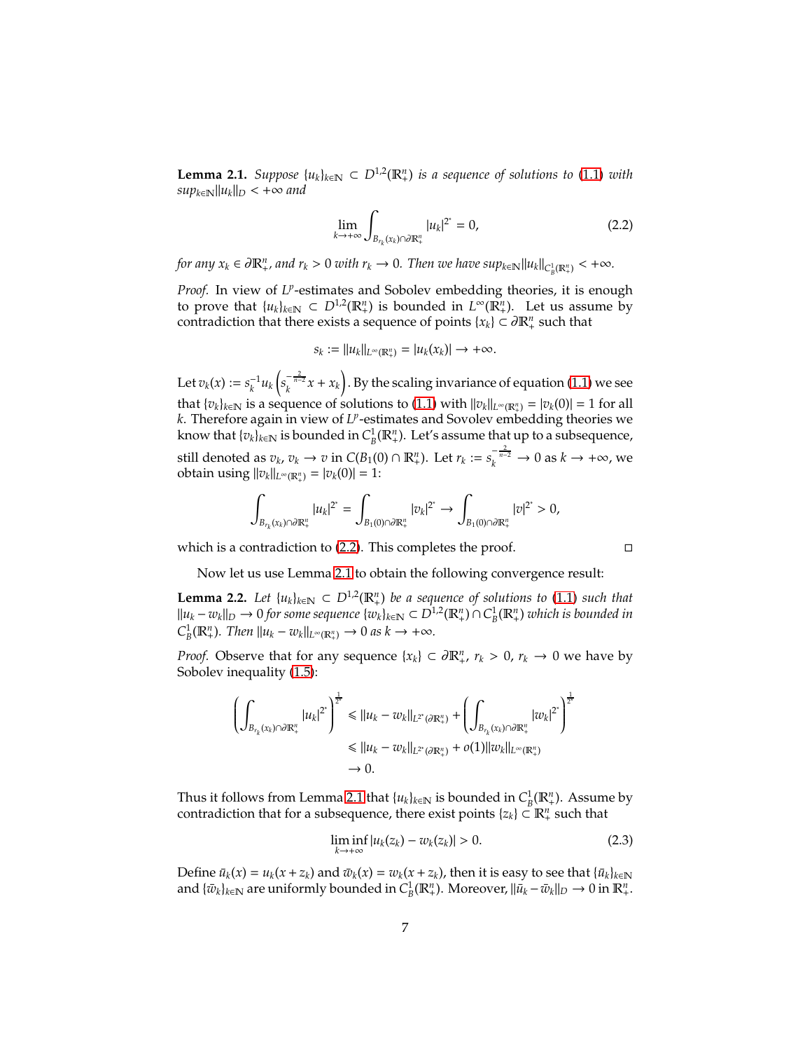**Lemma 2.1.** *Suppose $\{u_k\}_{k\in\mathbb{N}} \subset D^{1,2}(\mathbb{R}^n_+)$ is a sequence of solutions to (1.1) with $sup_{k\in\mathbb{N}}\|u_k\|_D < +\infty$ and*

$$\lim_{k\to+\infty}\int_{B_{r_k}(x_k)\cap\partial\mathbb{R}^n_+}|u_k|^{2^*}=0, \tag{2.2}$$

*for any $x_k \in \partial\mathbb{R}^n_+$, and $r_k > 0$ with $r_k \to 0$. Then we have $sup_{k\in\mathbb{N}}\|u_k\|_{C^1_B(\mathbb{R}^n_+)} < +\infty$.*

*Proof.* In view of $L^p$-estimates and Sobolev embedding theories, it is enough to prove that $\{u_k\}_{k\in\mathbb{N}} \subset D^{1,2}(\mathbb{R}^n_+)$ is bounded in $L^\infty(\mathbb{R}^n_+)$. Let us assume by contradiction that there exists a sequence of points $\{x_k\} \subset \partial\mathbb{R}^n_+$ such that

$$s_k := \|u_k\|_{L^\infty(\mathbb{R}^n_+)} = |u_k(x_k)| \to +\infty.$$

Let $v_k(x) := s_k^{-1}u_k\left(s_k^{-\frac{2}{n-2}}x + x_k\right)$. By the scaling invariance of equation (1.1) we see that $\{v_k\}_{k\in\mathbb{N}}$ is a sequence of solutions to (1.1) with $\|v_k\|_{L^\infty(\mathbb{R}^n_+)} = |v_k(0)| = 1$ for all $k$. Therefore again in view of $L^p$-estimates and Sovolev embedding theories we know that $\{v_k\}_{k\in\mathbb{N}}$ is bounded in $C^1_B(\mathbb{R}^n_+)$. Let's assume that up to a subsequence, still denoted as $v_k$, $v_k \to v$ in $C(B_1(0)\cap\mathbb{R}^n_+)$. Let $r_k := s_k^{-\frac{2}{n-2}} \to 0$ as $k \to +\infty$, we obtain using $\|v_k\|_{L^\infty(\mathbb{R}^n_+)} = |v_k(0)| = 1$:

$$\int_{B_{r_k}(x_k)\cap\partial\mathbb{R}^n_+}|u_k|^{2^*} = \int_{B_1(0)\cap\partial\mathbb{R}^n_+}|v_k|^{2^*} \to \int_{B_1(0)\cap\partial\mathbb{R}^n_+}|v|^{2^*} > 0,$$

which is a contradiction to (2.2). This completes the proof. □

Now let us use Lemma 2.1 to obtain the following convergence result:

**Lemma 2.2.** *Let $\{u_k\}_{k\in\mathbb{N}} \subset D^{1,2}(\mathbb{R}^n_+)$ be a sequence of solutions to (1.1) such that $\|u_k - w_k\|_D \to 0$ for some sequence $\{w_k\}_{k\in\mathbb{N}} \subset D^{1,2}(\mathbb{R}^n_+)\cap C^1_B(\mathbb{R}^n_+)$ which is bounded in $C^1_B(\mathbb{R}^n_+)$. Then $\|u_k - w_k\|_{L^\infty(\mathbb{R}^n_+)} \to 0$ as $k \to +\infty$.*

*Proof.* Observe that for any sequence $\{x_k\} \subset \partial\mathbb{R}^n_+$, $r_k > 0$, $r_k \to 0$ we have by Sobolev inequality (1.5):

$$\begin{aligned}
\left(\int_{B_{r_k}(x_k)\cap\partial\mathbb{R}^n_+}|u_k|^{2^*}\right)^{\frac{1}{2^*}} &\leqslant \|u_k - w_k\|_{L^{2^*}(\partial\mathbb{R}^n_+)} + \left(\int_{B_{r_k}(x_k)\cap\partial\mathbb{R}^n_+}|w_k|^{2^*}\right)^{\frac{1}{2^*}}\\
&\leqslant \|u_k - w_k\|_{L^{2^*}(\partial\mathbb{R}^n_+)} + o(1)\|w_k\|_{L^\infty(\mathbb{R}^n_+)}\\
&\to 0.
\end{aligned}$$

Thus it follows from Lemma 2.1 that $\{u_k\}_{k\in\mathbb{N}}$ is bounded in $C^1_B(\mathbb{R}^n_+)$. Assume by contradiction that for a subsequence, there exist points $\{z_k\} \subset \mathbb{R}^n_+$ such that

$$\liminf_{k\to+\infty}|u_k(z_k) - w_k(z_k)| > 0. \tag{2.3}$$

Define $\bar{u}_k(x) = u_k(x + z_k)$ and $\bar{w}_k(x) = w_k(x + z_k)$, then it is easy to see that $\{\bar{u}_k\}_{k\in\mathbb{N}}$ and $\{\bar{w}_k\}_{k\in\mathbb{N}}$ are uniformly bounded in $C^1_B(\mathbb{R}^n_+)$. Moreover, $\|\bar{u}_k - \bar{w}_k\|_D \to 0$ in $\mathbb{R}^n_+$.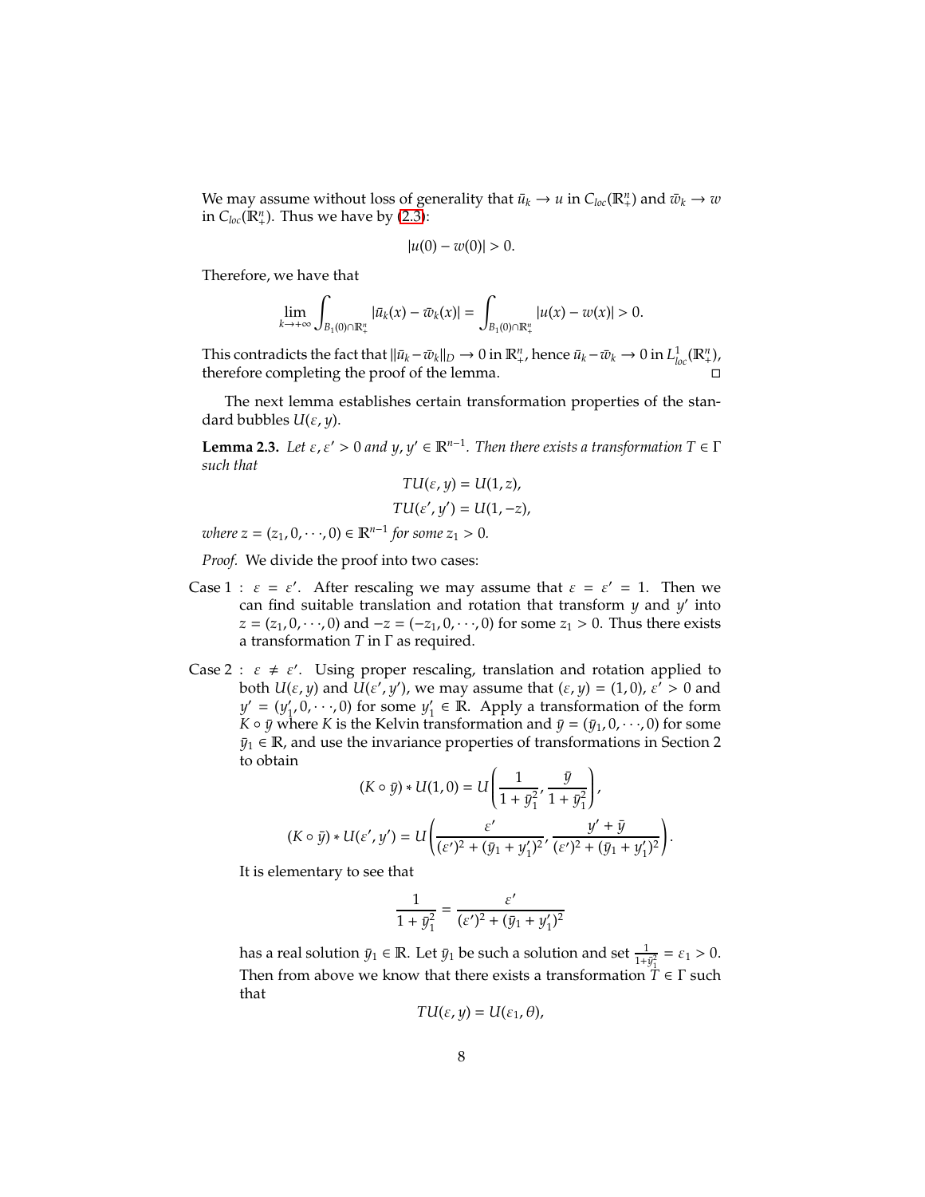We may assume without loss of generality that $\bar{u}_k \to u$ in $C_{loc}(\mathbb{R}^n_+)$ and $\bar{w}_k \to w$ in $C_{loc}(\mathbb{R}^n_+)$. Thus we have by (2.3):

$$|u(0) - w(0)| > 0.$$

Therefore, we have that

$$\lim_{k\to+\infty} \int_{B_1(0)\cap\mathbb{R}^n_+} |\bar{u}_k(x) - \bar{w}_k(x)| = \int_{B_1(0)\cap\mathbb{R}^n_+} |u(x) - w(x)| > 0.$$

This contradicts the fact that $\|\bar{u}_k - \bar{w}_k\|_D \to 0$ in $\mathbb{R}^n_+$, hence $\bar{u}_k - \bar{w}_k \to 0$ in $L^1_{loc}(\mathbb{R}^n_+)$, therefore completing the proof of the lemma. $\square$

The next lemma establishes certain transformation properties of the standard bubbles $U(\varepsilon, y)$.

**Lemma 2.3.** *Let $\varepsilon, \varepsilon' > 0$ and $y, y' \in \mathbb{R}^{n-1}$. Then there exists a transformation $T \in \Gamma$ such that*

$$TU(\varepsilon, y) = U(1, z),$$
$$TU(\varepsilon', y') = U(1, -z),$$

*where $z = (z_1, 0, \cdots, 0) \in \mathbb{R}^{n-1}$ for some $z_1 > 0$.*

*Proof.* We divide the proof into two cases:

Case 1 : $\varepsilon = \varepsilon'$. After rescaling we may assume that $\varepsilon = \varepsilon' = 1$. Then we can find suitable translation and rotation that transform $y$ and $y'$ into $z = (z_1, 0, \cdots, 0)$ and $-z = (-z_1, 0, \cdots, 0)$ for some $z_1 > 0$. Thus there exists a transformation $T$ in $\Gamma$ as required.

Case 2 : $\varepsilon \neq \varepsilon'$. Using proper rescaling, translation and rotation applied to both $U(\varepsilon, y)$ and $U(\varepsilon', y')$, we may assume that $(\varepsilon, y) = (1, 0)$, $\varepsilon' > 0$ and $y' = (y'_1, 0, \cdots, 0)$ for some $y'_1 \in \mathbb{R}$. Apply a transformation of the form $K \circ \bar{y}$ where $K$ is the Kelvin transformation and $\bar{y} = (\bar{y}_1, 0, \cdots, 0)$ for some $\bar{y}_1 \in \mathbb{R}$, and use the invariance properties of transformations in Section 2 to obtain

$$(K \circ \bar{y}) * U(1, 0) = U\left(\frac{1}{1 + \bar{y}_1^2}, \frac{\bar{y}}{1 + \bar{y}_1^2}\right),$$

$$(K \circ \bar{y}) * U(\varepsilon', y') = U\left(\frac{\varepsilon'}{(\varepsilon')^2 + (\bar{y}_1 + y'_1)^2}, \frac{y' + \bar{y}}{(\varepsilon')^2 + (\bar{y}_1 + y'_1)^2}\right).$$

It is elementary to see that

$$\frac{1}{1 + \bar{y}_1^2} = \frac{\varepsilon'}{(\varepsilon')^2 + (\bar{y}_1 + y'_1)^2}$$

has a real solution $\bar{y}_1 \in \mathbb{R}$. Let $\bar{y}_1$ be such a solution and set $\frac{1}{1+\bar{y}_1^2} = \varepsilon_1 > 0$. Then from above we know that there exists a transformation $T \in \Gamma$ such that

$$TU(\varepsilon, y) = U(\varepsilon_1, \theta),$$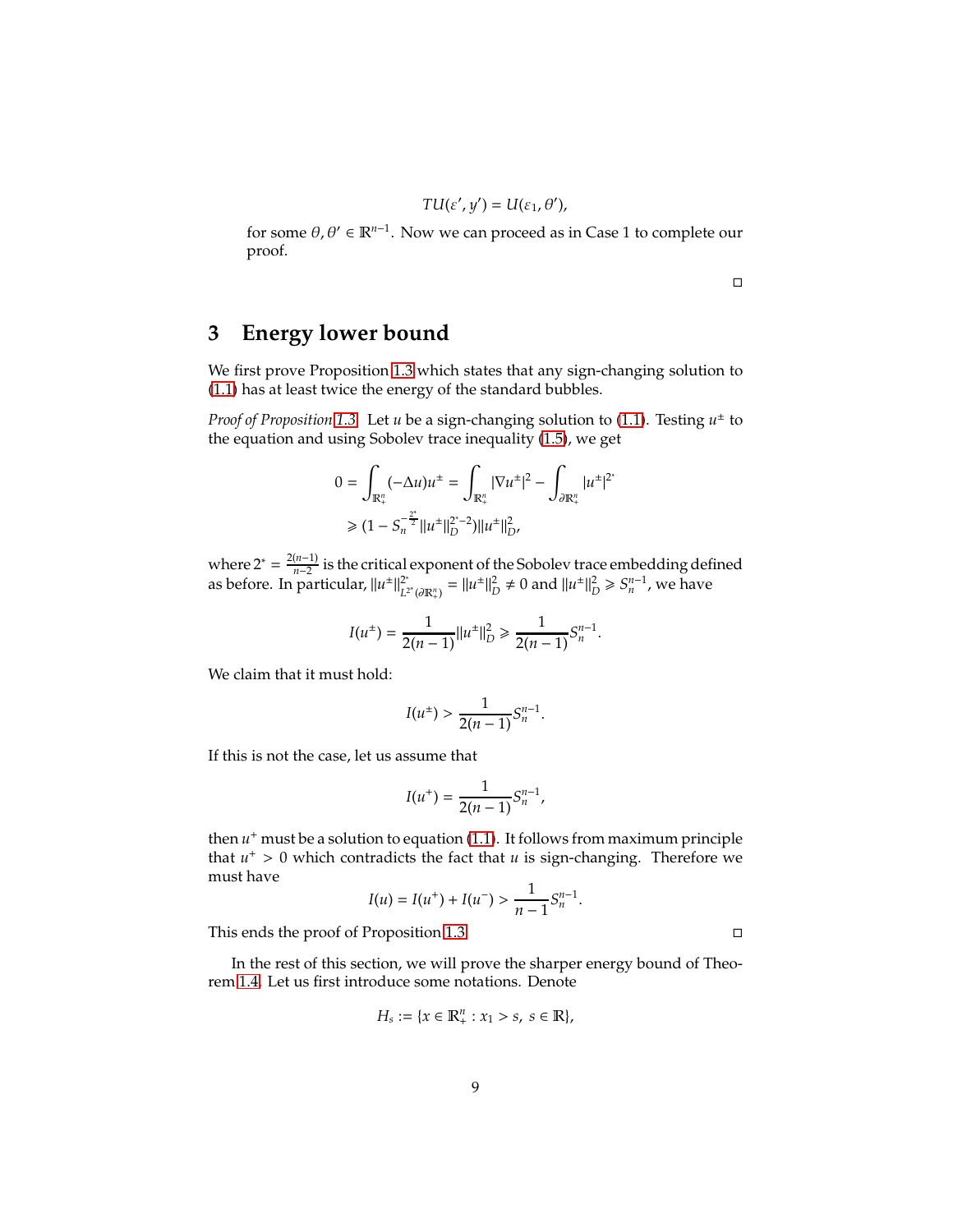$$TU(\varepsilon', y') = U(\varepsilon_1, \theta'),$$

for some $\theta, \theta' \in \mathbb{R}^{n-1}$. Now we can proceed as in Case 1 to complete our proof.

□

## 3 Energy lower bound

We first prove Proposition 1.3 which states that any sign-changing solution to (1.1) has at least twice the energy of the standard bubbles.

*Proof of Proposition 1.3.* Let $u$ be a sign-changing solution to (1.1). Testing $u^\pm$ to the equation and using Sobolev trace inequality (1.5), we get

$$\begin{aligned} 0 &= \int_{\mathbb{R}^n_+} (-\Delta u) u^\pm = \int_{\mathbb{R}^n_+} |\nabla u^\pm|^2 - \int_{\partial \mathbb{R}^n_+} |u^\pm|^{2^*} \\ &\geqslant (1 - S_n^{-\frac{2^*}{2}} \|u^\pm\|_D^{2^*-2}) \|u^\pm\|_D^2, \end{aligned}$$

where $2^* = \frac{2(n-1)}{n-2}$ is the critical exponent of the Sobolev trace embedding defined as before. In particular, $\|u^\pm\|^{2^*}_{L^{2^*}(\partial \mathbb{R}^n_+)} = \|u^\pm\|_D^2 \neq 0$ and $\|u^\pm\|_D^2 \geqslant S_n^{n-1}$, we have

$$I(u^\pm) = \frac{1}{2(n-1)} \|u^\pm\|_D^2 \geqslant \frac{1}{2(n-1)} S_n^{n-1}.$$

We claim that it must hold:

$$I(u^\pm) > \frac{1}{2(n-1)} S_n^{n-1}.$$

If this is not the case, let us assume that

$$I(u^+) = \frac{1}{2(n-1)} S_n^{n-1},$$

then $u^+$ must be a solution to equation (1.1). It follows from maximum principle that $u^+ > 0$ which contradicts the fact that $u$ is sign-changing. Therefore we must have

$$I(u) = I(u^+) + I(u^-) > \frac{1}{n-1} S_n^{n-1}.$$

This ends the proof of Proposition 1.3. □

In the rest of this section, we will prove the sharper energy bound of Theorem 1.4. Let us first introduce some notations. Denote

$$H_s := \{x \in \mathbb{R}^n_+ : x_1 > s, \ s \in \mathbb{R}\},$$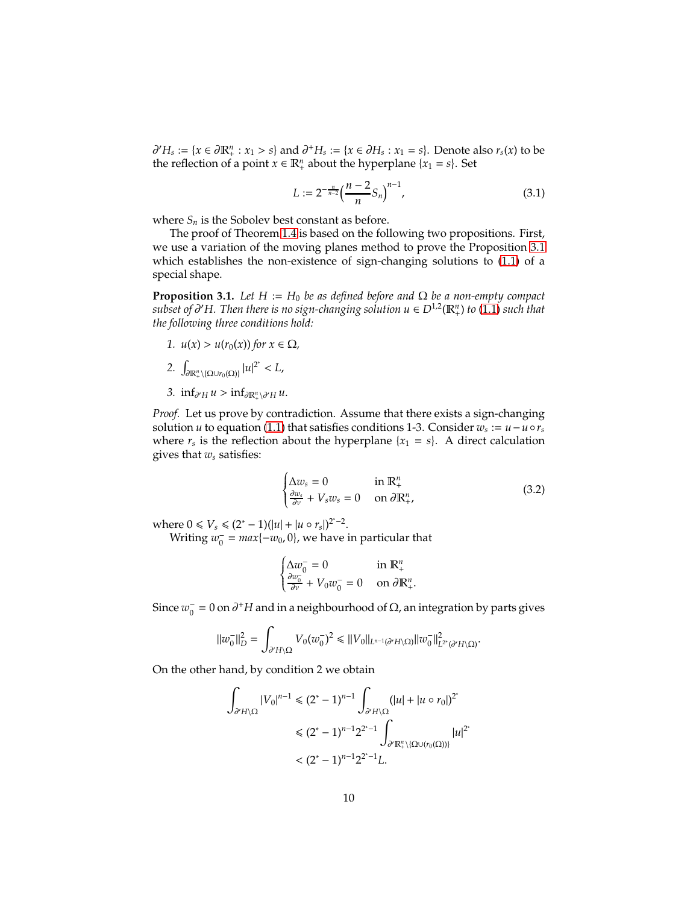$\partial' H_s := \{x \in \partial \mathbb{R}^n_+ : x_1 > s\}$ and $\partial^+ H_s := \{x \in \partial H_s : x_1 = s\}$. Denote also $r_s(x)$ to be the reflection of a point $x \in \mathbb{R}^n_+$ about the hyperplane $\{x_1 = s\}$. Set

$$L := 2^{-\frac{n}{n-2}}\Big(\frac{n-2}{n}S_n\Big)^{n-1}, \tag{3.1}$$

where $S_n$ is the Sobolev best constant as before.

The proof of Theorem 1.4 is based on the following two propositions. First, we use a variation of the moving planes method to prove the Proposition 3.1 which establishes the non-existence of sign-changing solutions to (1.1) of a special shape.

**Proposition 3.1.** *Let $H := H_0$ be as defined before and $\Omega$ be a non-empty compact subset of $\partial' H$. Then there is no sign-changing solution $u \in D^{1,2}(\mathbb{R}^n_+)$ to (1.1) such that the following three conditions hold:*

1. *$u(x) > u(r_0(x))$ for $x \in \Omega$,*
2. *$\int_{\partial \mathbb{R}^n_+ \setminus \{\Omega \cup r_0(\Omega)\}} |u|^{2^*} < L$,*
3. *$\inf_{\partial' H} u > \inf_{\partial \mathbb{R}^n_+ \setminus \partial' H} u$.*

*Proof.* Let us prove by contradiction. Assume that there exists a sign-changing solution $u$ to equation (1.1) that satisfies conditions 1-3. Consider $w_s := u - u \circ r_s$ where $r_s$ is the reflection about the hyperplane $\{x_1 = s\}$. A direct calculation gives that $w_s$ satisfies:

$$\begin{cases} \Delta w_s = 0 & \text{in } \mathbb{R}^n_+ \\ \frac{\partial w_s}{\partial \nu} + V_s w_s = 0 & \text{on } \partial \mathbb{R}^n_+, \end{cases} \tag{3.2}$$

where $0 \leqslant V_s \leqslant (2^* - 1)(|u| + |u \circ r_s|)^{2^*-2}$.

Writing $w_0^- = max\{-w_0, 0\}$, we have in particular that

$$\begin{cases} \Delta w_0^- = 0 & \text{in } \mathbb{R}^n_+ \\ \frac{\partial w_0^-}{\partial \nu} + V_0 w_0^- = 0 & \text{on } \partial \mathbb{R}^n_+. \end{cases}$$

Since $w_0^- = 0$ on $\partial^+ H$ and in a neighbourhood of $\Omega$, an integration by parts gives

$$\|w_0^-\|_D^2 = \int_{\partial' H \setminus \Omega} V_0 (w_0^-)^2 \leqslant \|V_0\|_{L^{n-1}(\partial' H \setminus \Omega)} \|w_0^-\|^2_{L^{2^*}(\partial' H \setminus \Omega)}.$$

On the other hand, by condition 2 we obtain

$$\begin{aligned} \int_{\partial' H \setminus \Omega} |V_0|^{n-1} &\leqslant (2^* - 1)^{n-1} \int_{\partial' H \setminus \Omega} (|u| + |u \circ r_0|)^{2^*} \\ &\leqslant (2^* - 1)^{n-1} 2^{2^*-1} \int_{\partial' \mathbb{R}^n_+ \setminus \{\Omega \cup (r_0(\Omega))\}} |u|^{2^*} \\ &< (2^* - 1)^{n-1} 2^{2^*-1} L. \end{aligned}$$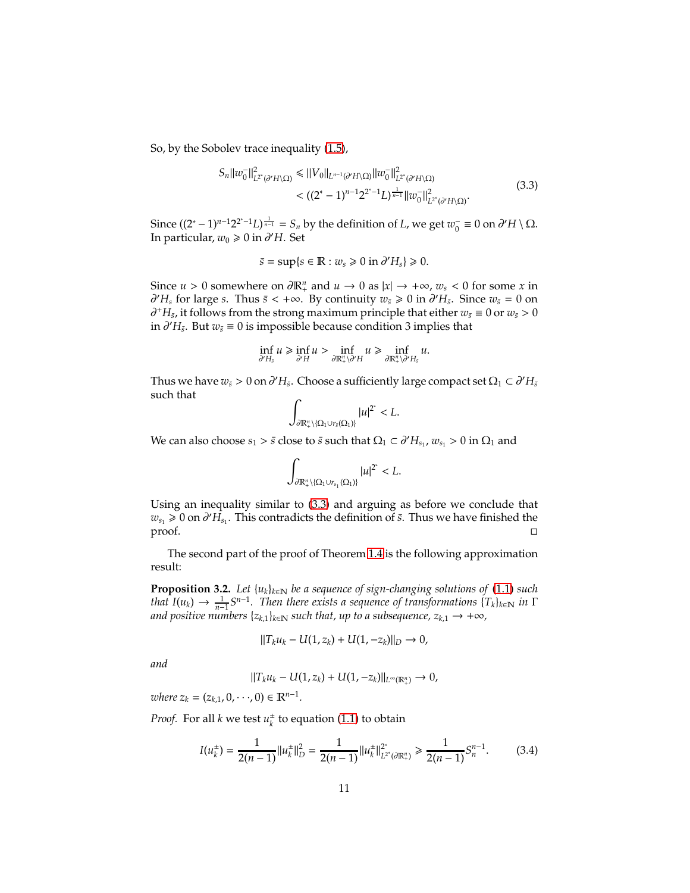So, by the Sobolev trace inequality (1.5),

$$
\begin{aligned}
S_n \|w_0^-\|^2_{L^{2^*}(\partial' H\setminus\Omega)} &\leqslant \|V_0\|_{L^{n-1}(\partial' H\setminus\Omega)}\|w_0^-\|^2_{L^{2^*}(\partial' H\setminus\Omega)} \\
&< ((2^*-1)^{n-1}2^{2^*-1}L)^{\frac{1}{n-1}}\|w_0^-\|^2_{L^{2^*}(\partial' H\setminus\Omega)}.
\end{aligned}
\tag{3.3}
$$

Since $((2^*-1)^{n-1}2^{2^*-1}L)^{\frac{1}{n-1}} = S_n$ by the definition of $L$, we get $w_0^- \equiv 0$ on $\partial' H \setminus \Omega$. In particular, $w_0 \geqslant 0$ in $\partial' H$. Set

$$
\bar{s} = \sup\{s \in \mathbb{R} : w_s \geqslant 0 \text{ in } \partial' H_s\} \geqslant 0.
$$

Since $u > 0$ somewhere on $\partial\mathbb{R}^n_+$ and $u \to 0$ as $|x| \to +\infty$, $w_s < 0$ for some $x$ in $\partial' H_s$ for large $s$. Thus $\bar{s} < +\infty$. By continuity $w_{\bar{s}} \geqslant 0$ in $\partial' H_{\bar{s}}$. Since $w_{\bar{s}} = 0$ on $\partial^+ H_{\bar{s}}$, it follows from the strong maximum principle that either $w_{\bar{s}} \equiv 0$ or $w_{\bar{s}} > 0$ in $\partial' H_{\bar{s}}$. But $w_{\bar{s}} \equiv 0$ is impossible because condition 3 implies that

$$
\inf_{\partial' H_{\bar{s}}} u \geqslant \inf_{\partial' H} u > \inf_{\partial\mathbb{R}^n_+\setminus\partial' H} u \geqslant \inf_{\partial\mathbb{R}^n_+\setminus\partial' H_{\bar{s}}} u.
$$

Thus we have $w_{\bar{s}} > 0$ on $\partial' H_{\bar{s}}$. Choose a sufficiently large compact set $\Omega_1 \subset \partial' H_{\bar{s}}$ such that

$$
\int_{\partial\mathbb{R}^n_+\setminus\{\Omega_1\cup r_{\bar{s}}(\Omega_1)\}} |u|^{2^*} < L.
$$

We can also choose $s_1 > \bar{s}$ close to $\bar{s}$ such that $\Omega_1 \subset \partial' H_{s_1}$, $w_{s_1} > 0$ in $\Omega_1$ and

$$
\int_{\partial\mathbb{R}^n_+\setminus\{\Omega_1\cup r_{s_1}(\Omega_1)\}} |u|^{2^*} < L.
$$

Using an inequality similar to (3.3) and arguing as before we conclude that $w_{s_1} \geqslant 0$ on $\partial' H_{s_1}$. This contradicts the definition of $\bar{s}$. Thus we have finished the proof. ◻

The second part of the proof of Theorem 1.4 is the following approximation result:

**Proposition 3.2.** *Let $\{u_k\}_{k\in\mathbb{N}}$ be a sequence of sign-changing solutions of (1.1) such that $I(u_k) \to \frac{1}{n-1}S^{n-1}$. Then there exists a sequence of transformations $\{T_k\}_{k\in\mathbb{N}}$ in $\Gamma$ and positive numbers $\{z_{k,1}\}_{k\in\mathbb{N}}$ such that, up to a subsequence, $z_{k,1} \to +\infty$,*

$$
\|T_k u_k - U(1, z_k) + U(1, -z_k)\|_D \to 0,
$$

*and*

$$
\|T_k u_k - U(1, z_k) + U(1, -z_k)\|_{L^\infty(\mathbb{R}^n_+)} \to 0,
$$

*where $z_k = (z_{k,1}, 0, \cdots, 0) \in \mathbb{R}^{n-1}$.*

*Proof.* For all $k$ we test $u_k^\pm$ to equation (1.1) to obtain

$$
I(u_k^\pm) = \frac{1}{2(n-1)}\|u_k^\pm\|_D^2 = \frac{1}{2(n-1)}\|u_k^\pm\|^{2^*}_{L^{2^*}(\partial\mathbb{R}^n_+)} \geqslant \frac{1}{2(n-1)}S_n^{n-1}. \tag{3.4}
$$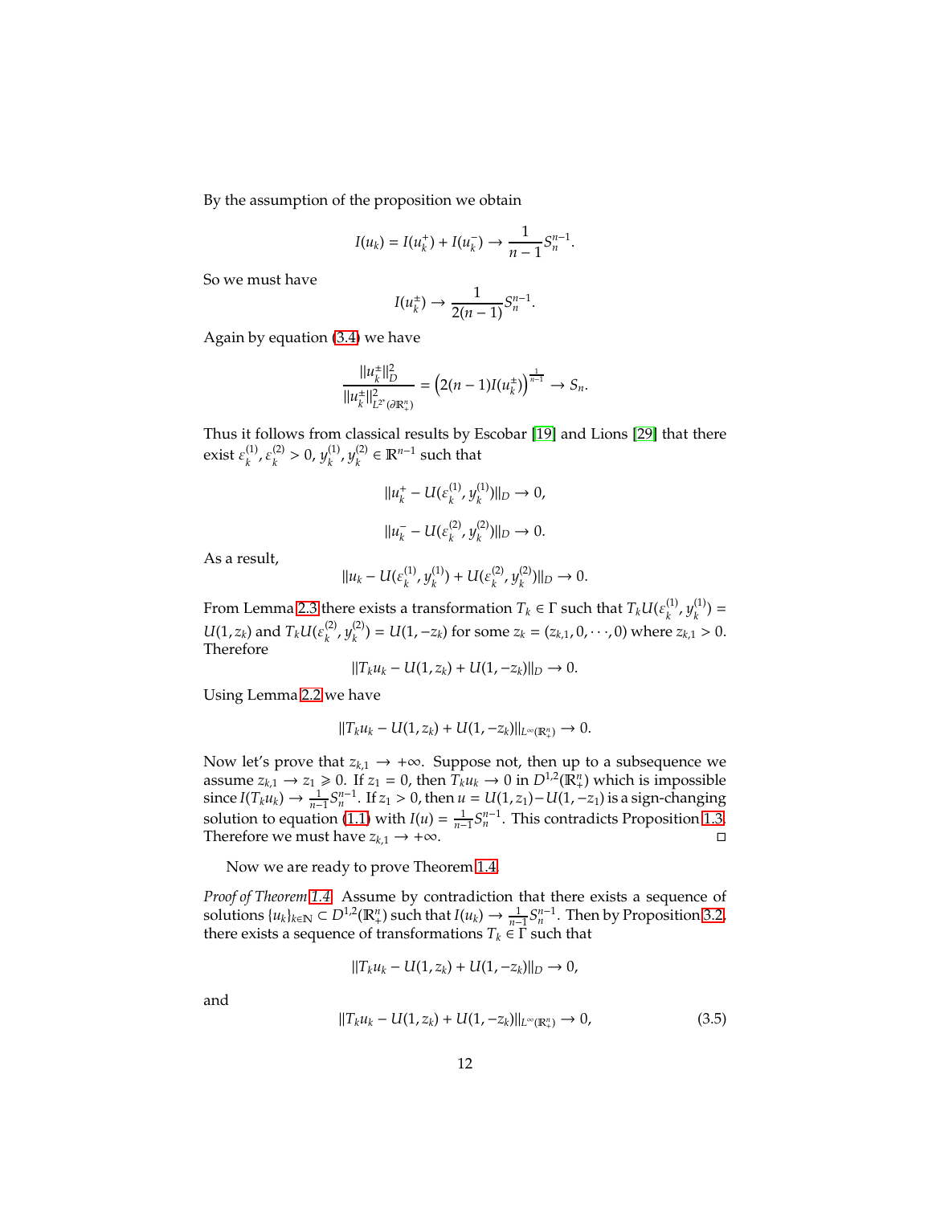By the assumption of the proposition we obtain

$$I(u_k) = I(u_k^+) + I(u_k^-) \to \frac{1}{n-1} S_n^{n-1}.$$

So we must have

$$I(u_k^{\pm}) \to \frac{1}{2(n-1)} S_n^{n-1}.$$

Again by equation (3.4) we have

$$\frac{\|u_k^{\pm}\|_D^2}{\|u_k^{\pm}\|_{L^{2^*}(\partial\mathbb{R}^n_+)}^2} = \left(2(n-1)I(u_k^{\pm})\right)^{\frac{1}{n-1}} \to S_n.$$

Thus it follows from classical results by Escobar [19] and Lions [29] that there exist $\varepsilon_k^{(1)}, \varepsilon_k^{(2)} > 0$, $y_k^{(1)}, y_k^{(2)} \in \mathbb{R}^{n-1}$ such that

$$\|u_k^+ - U(\varepsilon_k^{(1)}, y_k^{(1)})\|_D \to 0,$$

$$\|u_k^- - U(\varepsilon_k^{(2)}, y_k^{(2)})\|_D \to 0.$$

As a result,

$$\|u_k - U(\varepsilon_k^{(1)}, y_k^{(1)}) + U(\varepsilon_k^{(2)}, y_k^{(2)})\|_D \to 0.$$

From Lemma 2.3 there exists a transformation $T_k \in \Gamma$ such that $T_k U(\varepsilon_k^{(1)}, y_k^{(1)}) = U(1, z_k)$ and $T_k U(\varepsilon_k^{(2)}, y_k^{(2)}) = U(1, -z_k)$ for some $z_k = (z_{k,1}, 0, \cdots, 0)$ where $z_{k,1} > 0$. Therefore

$$\|T_k u_k - U(1, z_k) + U(1, -z_k)\|_D \to 0.$$

Using Lemma 2.2 we have

$$\|T_k u_k - U(1, z_k) + U(1, -z_k)\|_{L^\infty(\mathbb{R}^n_+)} \to 0.$$

Now let's prove that $z_{k,1} \to +\infty$. Suppose not, then up to a subsequence we assume $z_{k,1} \to z_1 \geqslant 0$. If $z_1 = 0$, then $T_k u_k \to 0$ in $D^{1,2}(\mathbb{R}^n_+)$ which is impossible since $I(T_k u_k) \to \frac{1}{n-1} S_n^{n-1}$. If $z_1 > 0$, then $u = U(1, z_1) - U(1, -z_1)$ is a sign-changing solution to equation (1.1) with $I(u) = \frac{1}{n-1} S_n^{n-1}$. This contradicts Proposition 1.3. Therefore we must have $z_{k,1} \to +\infty$. $\square$

Now we are ready to prove Theorem 1.4.

*Proof of Theorem 1.4.* Assume by contradiction that there exists a sequence of solutions $\{u_k\}_{k\in\mathbb{N}} \subset D^{1,2}(\mathbb{R}^n_+)$ such that $I(u_k) \to \frac{1}{n-1} S_n^{n-1}$. Then by Proposition 3.2, there exists a sequence of transformations $T_k \in \Gamma$ such that

$$\|T_k u_k - U(1, z_k) + U(1, -z_k)\|_D \to 0,$$

and

$$\|T_k u_k - U(1, z_k) + U(1, -z_k)\|_{L^\infty(\mathbb{R}^n_+)} \to 0, \tag{3.5}$$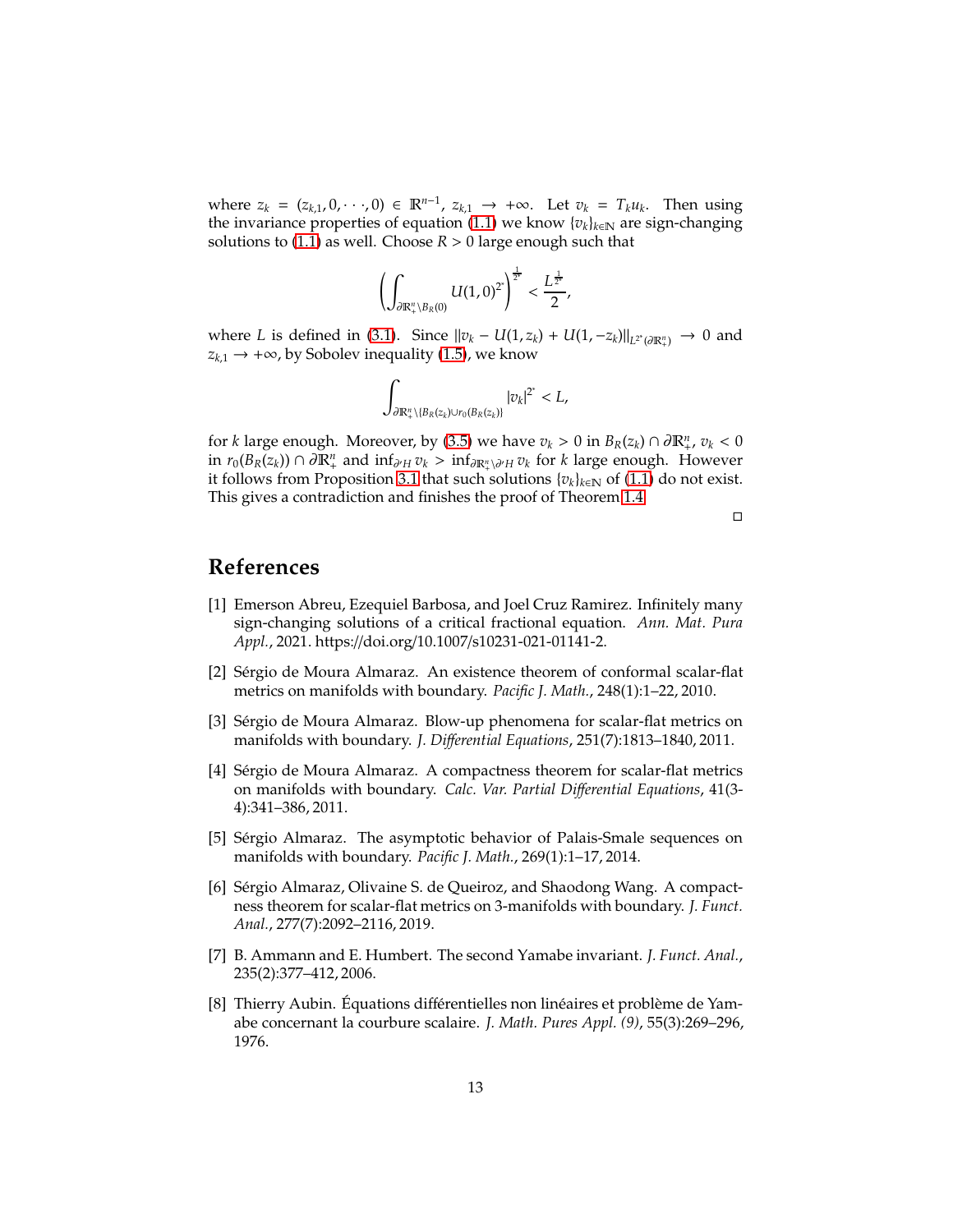where $z_k = (z_{k,1}, 0, \cdots, 0) \in \mathbb{R}^{n-1}$, $z_{k,1} \to +\infty$. Let $v_k = T_k u_k$. Then using the invariance properties of equation (1.1) we know $\{v_k\}_{k\in\mathbb{N}}$ are sign-changing solutions to (1.1) as well. Choose $R > 0$ large enough such that

$$\left( \int_{\partial\mathbb{R}^n_+ \setminus B_R(0)} U(1,0)^{2^*} \right)^{\frac{1}{2^*}} < \frac{L^{\frac{1}{2^*}}}{2},$$

where $L$ is defined in (3.1). Since $\|v_k - U(1, z_k) + U(1, -z_k)\|_{L^{2^*}(\partial\mathbb{R}^n_+)} \to 0$ and $z_{k,1} \to +\infty$, by Sobolev inequality (1.5), we know

$$\int_{\partial\mathbb{R}^n_+ \setminus \{B_R(z_k) \cup r_0(B_R(z_k))\}} |v_k|^{2^*} < L,$$

for $k$ large enough. Moreover, by (3.5) we have $v_k > 0$ in $B_R(z_k) \cap \partial\mathbb{R}^n_+$, $v_k < 0$ in $r_0(B_R(z_k)) \cap \partial\mathbb{R}^n_+$ and $\inf_{\partial' H} v_k > \inf_{\partial\mathbb{R}^n_+ \setminus \partial' H} v_k$ for $k$ large enough. However it follows from Proposition 3.1 that such solutions $\{v_k\}_{k\in\mathbb{N}}$ of (1.1) do not exist. This gives a contradiction and finishes the proof of Theorem 1.4

□

# References

[1] Emerson Abreu, Ezequiel Barbosa, and Joel Cruz Ramirez. Infinitely many sign-changing solutions of a critical fractional equation. *Ann. Mat. Pura Appl.*, 2021. https://doi.org/10.1007/s10231-021-01141-2.

[2] Sérgio de Moura Almaraz. An existence theorem of conformal scalar-flat metrics on manifolds with boundary. *Pacific J. Math.*, 248(1):1–22, 2010.

[3] Sérgio de Moura Almaraz. Blow-up phenomena for scalar-flat metrics on manifolds with boundary. *J. Differential Equations*, 251(7):1813–1840, 2011.

[4] Sérgio de Moura Almaraz. A compactness theorem for scalar-flat metrics on manifolds with boundary. *Calc. Var. Partial Differential Equations*, 41(3-4):341–386, 2011.

[5] Sérgio Almaraz. The asymptotic behavior of Palais-Smale sequences on manifolds with boundary. *Pacific J. Math.*, 269(1):1–17, 2014.

[6] Sérgio Almaraz, Olivaine S. de Queiroz, and Shaodong Wang. A compactness theorem for scalar-flat metrics on 3-manifolds with boundary. *J. Funct. Anal.*, 277(7):2092–2116, 2019.

[7] B. Ammann and E. Humbert. The second Yamabe invariant. *J. Funct. Anal.*, 235(2):377–412, 2006.

[8] Thierry Aubin. Équations différentielles non linéaires et problème de Yamabe concernant la courbure scalaire. *J. Math. Pures Appl. (9)*, 55(3):269–296, 1976.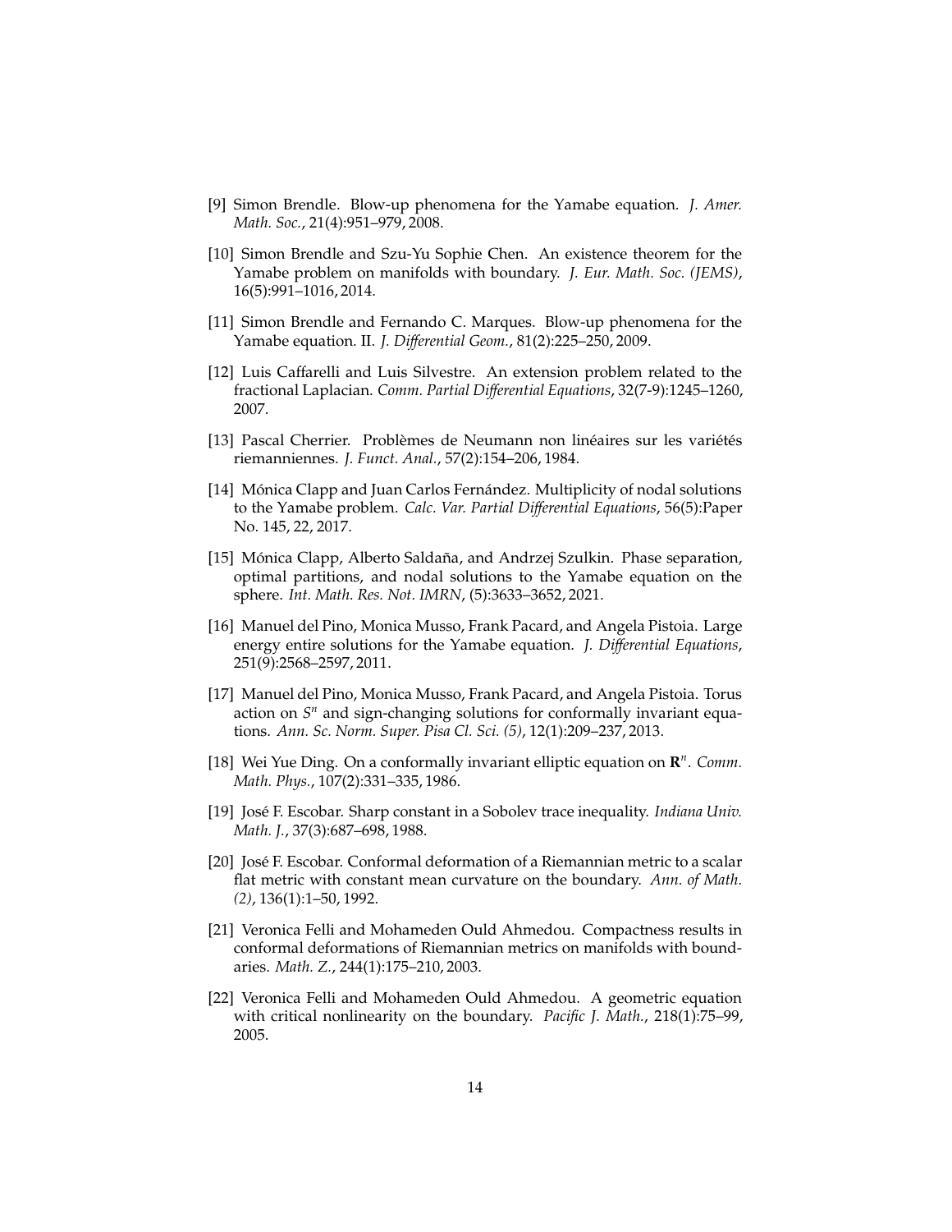[9] Simon Brendle. Blow-up phenomena for the Yamabe equation. *J. Amer. Math. Soc.*, 21(4):951–979, 2008.

[10] Simon Brendle and Szu-Yu Sophie Chen. An existence theorem for the Yamabe problem on manifolds with boundary. *J. Eur. Math. Soc. (JEMS)*, 16(5):991–1016, 2014.

[11] Simon Brendle and Fernando C. Marques. Blow-up phenomena for the Yamabe equation. II. *J. Differential Geom.*, 81(2):225–250, 2009.

[12] Luis Caffarelli and Luis Silvestre. An extension problem related to the fractional Laplacian. *Comm. Partial Differential Equations*, 32(7-9):1245–1260, 2007.

[13] Pascal Cherrier. Problèmes de Neumann non linéaires sur les variétés riemanniennes. *J. Funct. Anal.*, 57(2):154–206, 1984.

[14] Mónica Clapp and Juan Carlos Fernández. Multiplicity of nodal solutions to the Yamabe problem. *Calc. Var. Partial Differential Equations*, 56(5):Paper No. 145, 22, 2017.

[15] Mónica Clapp, Alberto Saldaña, and Andrzej Szulkin. Phase separation, optimal partitions, and nodal solutions to the Yamabe equation on the sphere. *Int. Math. Res. Not. IMRN*, (5):3633–3652, 2021.

[16] Manuel del Pino, Monica Musso, Frank Pacard, and Angela Pistoia. Large energy entire solutions for the Yamabe equation. *J. Differential Equations*, 251(9):2568–2597, 2011.

[17] Manuel del Pino, Monica Musso, Frank Pacard, and Angela Pistoia. Torus action on $S^n$ and sign-changing solutions for conformally invariant equations. *Ann. Sc. Norm. Super. Pisa Cl. Sci. (5)*, 12(1):209–237, 2013.

[18] Wei Yue Ding. On a conformally invariant elliptic equation on $\mathbf{R}^n$. *Comm. Math. Phys.*, 107(2):331–335, 1986.

[19] José F. Escobar. Sharp constant in a Sobolev trace inequality. *Indiana Univ. Math. J.*, 37(3):687–698, 1988.

[20] José F. Escobar. Conformal deformation of a Riemannian metric to a scalar flat metric with constant mean curvature on the boundary. *Ann. of Math. (2)*, 136(1):1–50, 1992.

[21] Veronica Felli and Mohameden Ould Ahmedou. Compactness results in conformal deformations of Riemannian metrics on manifolds with boundaries. *Math. Z.*, 244(1):175–210, 2003.

[22] Veronica Felli and Mohameden Ould Ahmedou. A geometric equation with critical nonlinearity on the boundary. *Pacific J. Math.*, 218(1):75–99, 2005.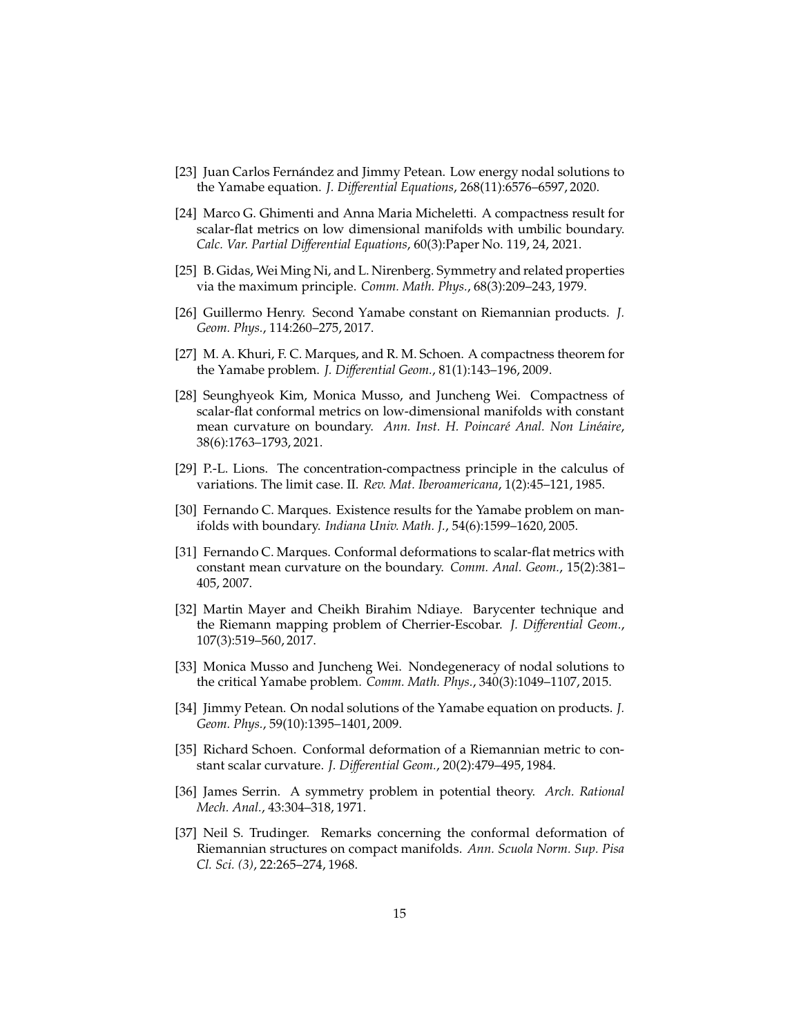[23] Juan Carlos Fernández and Jimmy Petean. Low energy nodal solutions to the Yamabe equation. *J. Differential Equations*, 268(11):6576–6597, 2020.

[24] Marco G. Ghimenti and Anna Maria Micheletti. A compactness result for scalar-flat metrics on low dimensional manifolds with umbilic boundary. *Calc. Var. Partial Differential Equations*, 60(3):Paper No. 119, 24, 2021.

[25] B. Gidas, Wei Ming Ni, and L. Nirenberg. Symmetry and related properties via the maximum principle. *Comm. Math. Phys.*, 68(3):209–243, 1979.

[26] Guillermo Henry. Second Yamabe constant on Riemannian products. *J. Geom. Phys.*, 114:260–275, 2017.

[27] M. A. Khuri, F. C. Marques, and R. M. Schoen. A compactness theorem for the Yamabe problem. *J. Differential Geom.*, 81(1):143–196, 2009.

[28] Seunghyeok Kim, Monica Musso, and Juncheng Wei. Compactness of scalar-flat conformal metrics on low-dimensional manifolds with constant mean curvature on boundary. *Ann. Inst. H. Poincaré Anal. Non Linéaire*, 38(6):1763–1793, 2021.

[29] P.-L. Lions. The concentration-compactness principle in the calculus of variations. The limit case. II. *Rev. Mat. Iberoamericana*, 1(2):45–121, 1985.

[30] Fernando C. Marques. Existence results for the Yamabe problem on manifolds with boundary. *Indiana Univ. Math. J.*, 54(6):1599–1620, 2005.

[31] Fernando C. Marques. Conformal deformations to scalar-flat metrics with constant mean curvature on the boundary. *Comm. Anal. Geom.*, 15(2):381–405, 2007.

[32] Martin Mayer and Cheikh Birahim Ndiaye. Barycenter technique and the Riemann mapping problem of Cherrier-Escobar. *J. Differential Geom.*, 107(3):519–560, 2017.

[33] Monica Musso and Juncheng Wei. Nondegeneracy of nodal solutions to the critical Yamabe problem. *Comm. Math. Phys.*, 340(3):1049–1107, 2015.

[34] Jimmy Petean. On nodal solutions of the Yamabe equation on products. *J. Geom. Phys.*, 59(10):1395–1401, 2009.

[35] Richard Schoen. Conformal deformation of a Riemannian metric to constant scalar curvature. *J. Differential Geom.*, 20(2):479–495, 1984.

[36] James Serrin. A symmetry problem in potential theory. *Arch. Rational Mech. Anal.*, 43:304–318, 1971.

[37] Neil S. Trudinger. Remarks concerning the conformal deformation of Riemannian structures on compact manifolds. *Ann. Scuola Norm. Sup. Pisa Cl. Sci. (3)*, 22:265–274, 1968.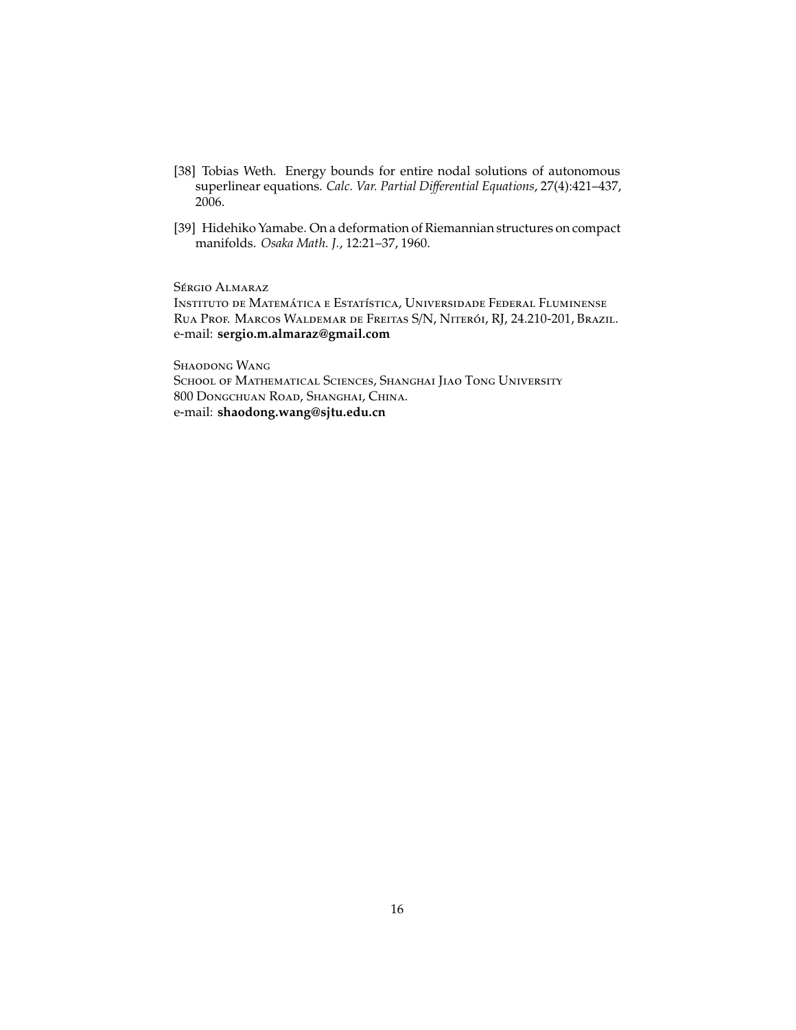[38] Tobias Weth. Energy bounds for entire nodal solutions of autonomous superlinear equations. *Calc. Var. Partial Differential Equations*, 27(4):421–437, 2006.

[39] Hidehiko Yamabe. On a deformation of Riemannian structures on compact manifolds. *Osaka Math. J.*, 12:21–37, 1960.

Sérgio Almaraz
Instituto de Matemática e Estatística, Universidade Federal Fluminense
Rua Prof. Marcos Waldemar de Freitas S/N, Niterói, RJ, 24.210-201, Brazil.
e-mail: **sergio.m.almaraz@gmail.com**

Shaodong Wang
School of Mathematical Sciences, Shanghai Jiao Tong University
800 Dongchuan Road, Shanghai, China.
e-mail: **shaodong.wang@sjtu.edu.cn**